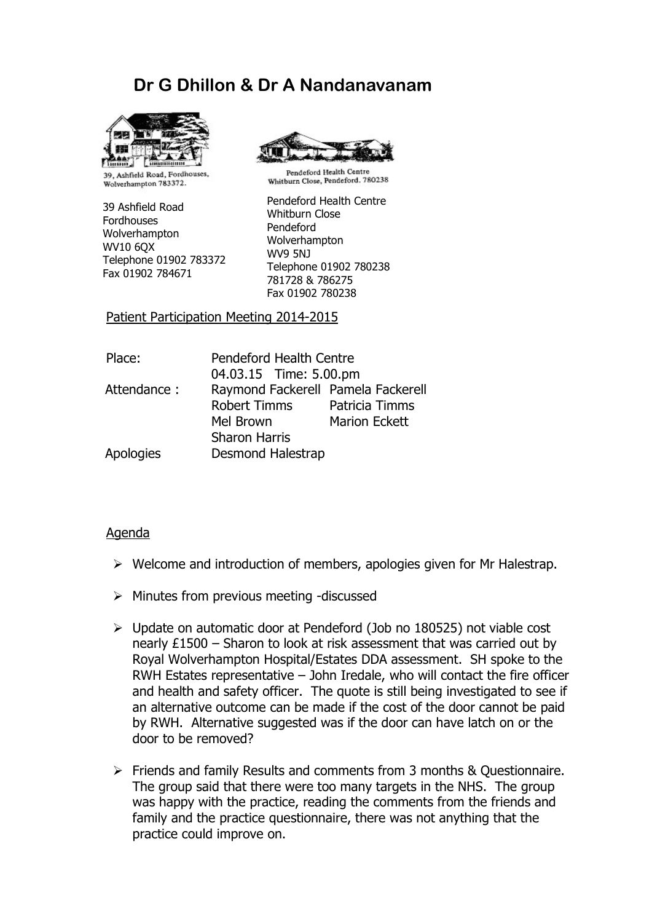# Dr G Dhillon & Dr A Nandanavanam

39, Ashfield Road, Fordhouses, Wolverhampton 783372.

39 Ashfield Road
Fordhouses
Wolverhampton
WV10 6QX
Telephone 01902 783372
Fax 01902 784671

Pendeford Health Centre Whitburn Close, Pendeford. 780238

Pendeford Health Centre
Whitburn Close
Pendeford
Wolverhampton
WV9 5NJ
Telephone 01902 780238
781728 & 786275
Fax 01902 780238

<u>Patient Participation Meeting 2014-2015</u>

| | | |
|---|---|---|
| Place: | Pendeford Health Centre | |
| | 04.03.15 Time: 5.00.pm | |
| Attendance : | Raymond Fackerell | Pamela Fackerell |
| | Robert Timms | Patricia Timms |
| | Mel Brown | Marion Eckett |
| | Sharon Harris | |
| Apologies | Desmond Halestrap | |

<u>Agenda</u>

- Welcome and introduction of members, apologies given for Mr Halestrap.
- Minutes from previous meeting -discussed
- Update on automatic door at Pendeford (Job no 180525) not viable cost nearly £1500 – Sharon to look at risk assessment that was carried out by Royal Wolverhampton Hospital/Estates DDA assessment. SH spoke to the RWH Estates representative – John Iredale, who will contact the fire officer and health and safety officer. The quote is still being investigated to see if an alternative outcome can be made if the cost of the door cannot be paid by RWH. Alternative suggested was if the door can have latch on or the door to be removed?
- Friends and family Results and comments from 3 months & Questionnaire. The group said that there were too many targets in the NHS. The group was happy with the practice, reading the comments from the friends and family and the practice questionnaire, there was not anything that the practice could improve on.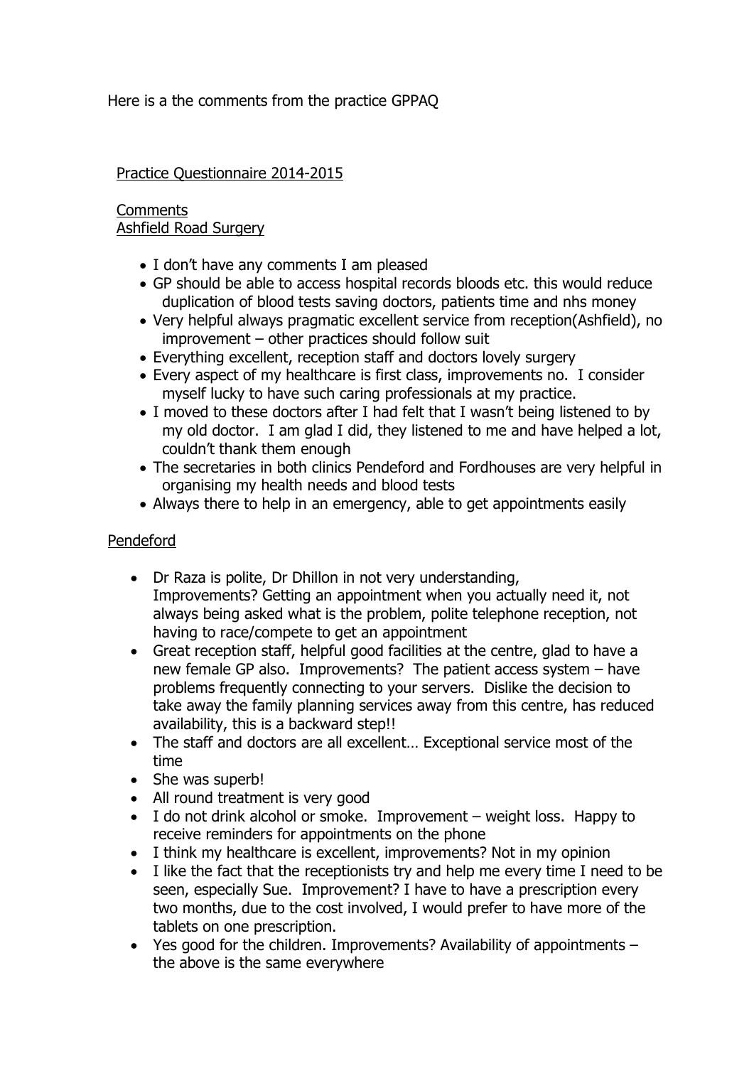Here is a the comments from the practice GPPAQ

Practice Questionnaire 2014-2015

Comments
Ashfield Road Surgery

- I don't have any comments I am pleased
- GP should be able to access hospital records bloods etc. this would reduce duplication of blood tests saving doctors, patients time and nhs money
- Very helpful always pragmatic excellent service from reception(Ashfield), no improvement – other practices should follow suit
- Everything excellent, reception staff and doctors lovely surgery
- Every aspect of my healthcare is first class, improvements no. I consider myself lucky to have such caring professionals at my practice.
- I moved to these doctors after I had felt that I wasn't being listened to by my old doctor. I am glad I did, they listened to me and have helped a lot, couldn't thank them enough
- The secretaries in both clinics Pendeford and Fordhouses are very helpful in organising my health needs and blood tests
- Always there to help in an emergency, able to get appointments easily

Pendeford

- Dr Raza is polite, Dr Dhillon in not very understanding, Improvements? Getting an appointment when you actually need it, not always being asked what is the problem, polite telephone reception, not having to race/compete to get an appointment
- Great reception staff, helpful good facilities at the centre, glad to have a new female GP also. Improvements? The patient access system – have problems frequently connecting to your servers. Dislike the decision to take away the family planning services away from this centre, has reduced availability, this is a backward step!!
- The staff and doctors are all excellent… Exceptional service most of the time
- She was superb!
- All round treatment is very good
- I do not drink alcohol or smoke. Improvement – weight loss. Happy to receive reminders for appointments on the phone
- I think my healthcare is excellent, improvements? Not in my opinion
- I like the fact that the receptionists try and help me every time I need to be seen, especially Sue. Improvement? I have to have a prescription every two months, due to the cost involved, I would prefer to have more of the tablets on one prescription.
- Yes good for the children. Improvements? Availability of appointments – the above is the same everywhere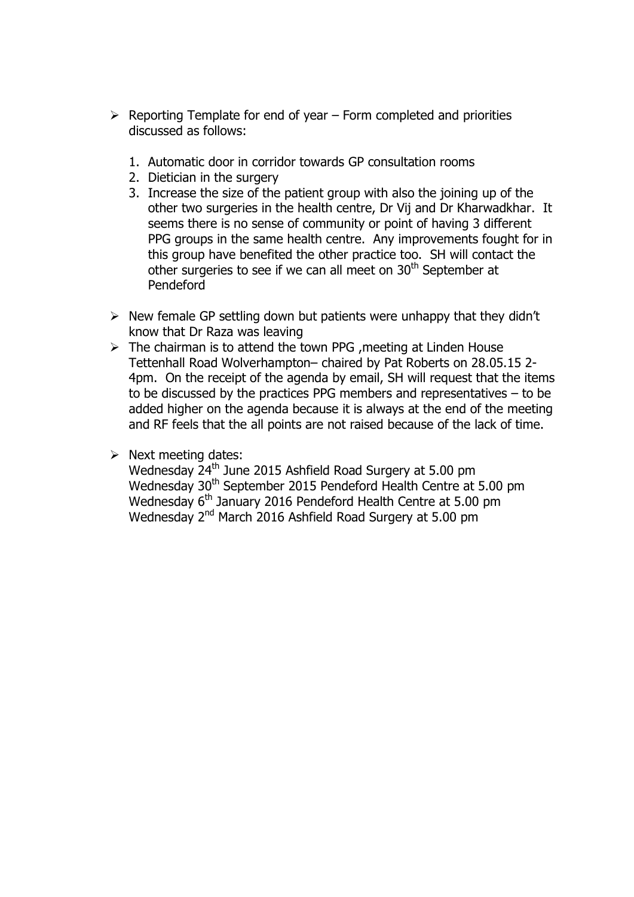- Reporting Template for end of year – Form completed and priorities discussed as follows:

    1. Automatic door in corridor towards GP consultation rooms
    2. Dietician in the surgery
    3. Increase the size of the patient group with also the joining up of the other two surgeries in the health centre, Dr Vij and Dr Kharwadkhar. It seems there is no sense of community or point of having 3 different PPG groups in the same health centre. Any improvements fought for in this group have benefited the other practice too. SH will contact the other surgeries to see if we can all meet on 30th September at Pendeford

- New female GP settling down but patients were unhappy that they didn't know that Dr Raza was leaving
- The chairman is to attend the town PPG ,meeting at Linden House Tettenhall Road Wolverhampton– chaired by Pat Roberts on 28.05.15 2-4pm. On the receipt of the agenda by email, SH will request that the items to be discussed by the practices PPG members and representatives – to be added higher on the agenda because it is always at the end of the meeting and RF feels that the all points are not raised because of the lack of time.

- Next meeting dates:
  Wednesday 24th June 2015 Ashfield Road Surgery at 5.00 pm
  Wednesday 30th September 2015 Pendeford Health Centre at 5.00 pm
  Wednesday 6th January 2016 Pendeford Health Centre at 5.00 pm
  Wednesday 2nd March 2016 Ashfield Road Surgery at 5.00 pm